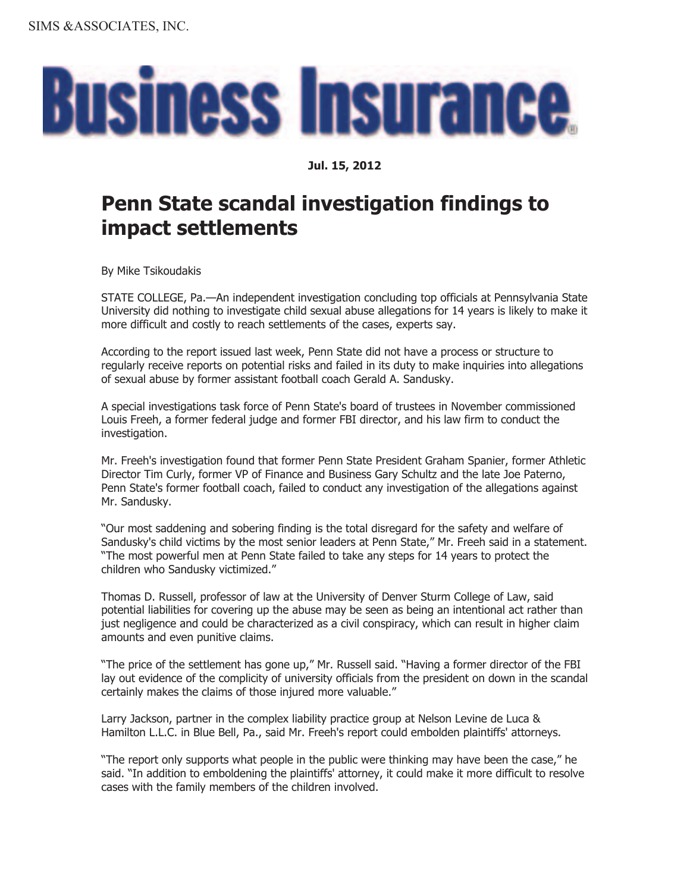SIMS &ASSOCIATES, INC.

# Business Insurance

**Jul. 15, 2012**

## Penn State scandal investigation findings to impact settlements

By Mike Tsikoudakis

STATE COLLEGE, Pa.—An independent investigation concluding top officials at Pennsylvania State University did nothing to investigate child sexual abuse allegations for 14 years is likely to make it more difficult and costly to reach settlements of the cases, experts say.

According to the report issued last week, Penn State did not have a process or structure to regularly receive reports on potential risks and failed in its duty to make inquiries into allegations of sexual abuse by former assistant football coach Gerald A. Sandusky.

A special investigations task force of Penn State's board of trustees in November commissioned Louis Freeh, a former federal judge and former FBI director, and his law firm to conduct the investigation.

Mr. Freeh's investigation found that former Penn State President Graham Spanier, former Athletic Director Tim Curly, former VP of Finance and Business Gary Schultz and the late Joe Paterno, Penn State's former football coach, failed to conduct any investigation of the allegations against Mr. Sandusky.

"Our most saddening and sobering finding is the total disregard for the safety and welfare of Sandusky's child victims by the most senior leaders at Penn State," Mr. Freeh said in a statement. "The most powerful men at Penn State failed to take any steps for 14 years to protect the children who Sandusky victimized."

Thomas D. Russell, professor of law at the University of Denver Sturm College of Law, said potential liabilities for covering up the abuse may be seen as being an intentional act rather than just negligence and could be characterized as a civil conspiracy, which can result in higher claim amounts and even punitive claims.

"The price of the settlement has gone up," Mr. Russell said. "Having a former director of the FBI lay out evidence of the complicity of university officials from the president on down in the scandal certainly makes the claims of those injured more valuable."

Larry Jackson, partner in the complex liability practice group at Nelson Levine de Luca & Hamilton L.L.C. in Blue Bell, Pa., said Mr. Freeh's report could embolden plaintiffs' attorneys.

"The report only supports what people in the public were thinking may have been the case," he said. "In addition to emboldening the plaintiffs' attorney, it could make it more difficult to resolve cases with the family members of the children involved.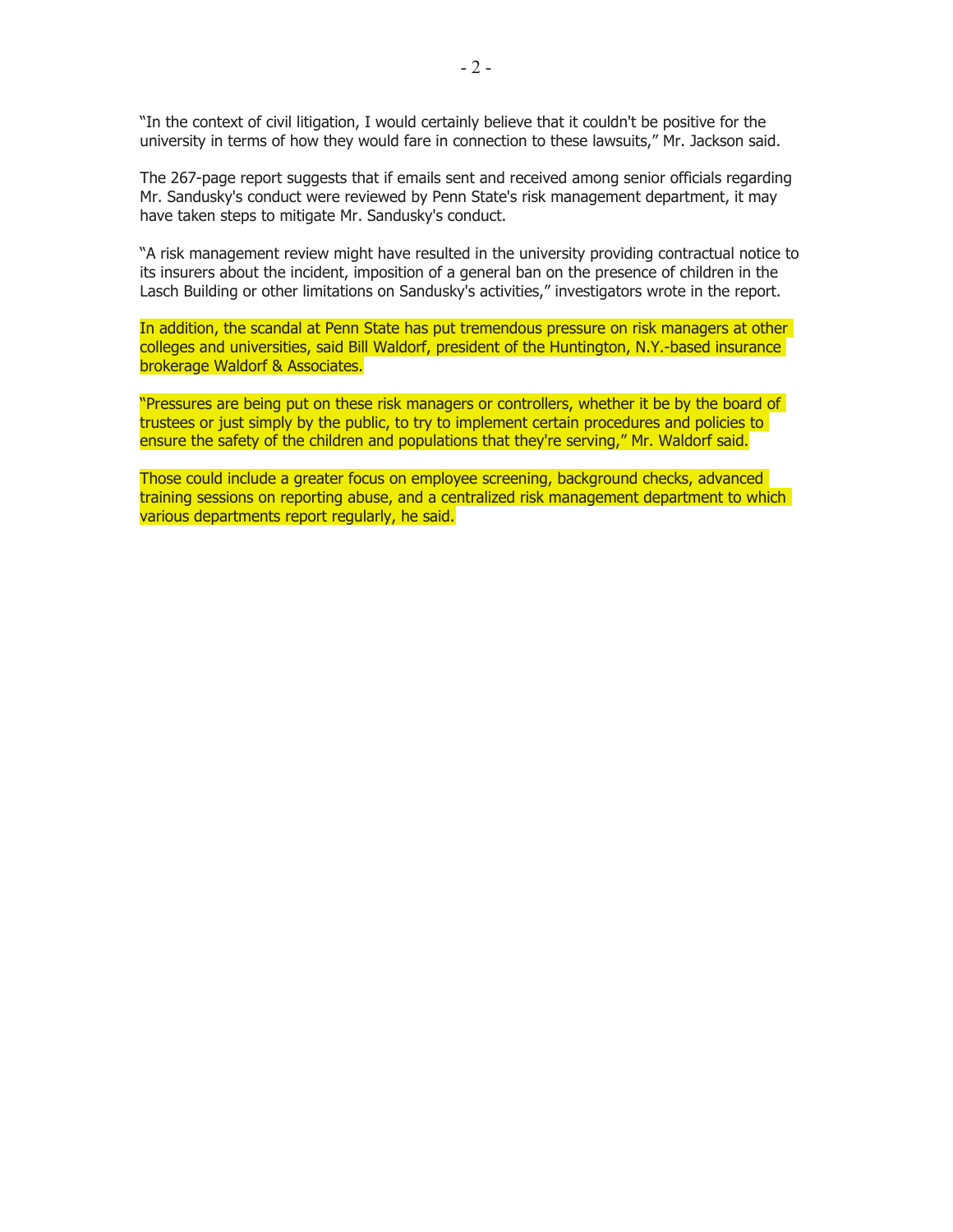"In the context of civil litigation, I would certainly believe that it couldn't be positive for the university in terms of how they would fare in connection to these lawsuits," Mr. Jackson said.

The 267-page report suggests that if emails sent and received among senior officials regarding Mr. Sandusky's conduct were reviewed by Penn State's risk management department, it may have taken steps to mitigate Mr. Sandusky's conduct.

"A risk management review might have resulted in the university providing contractual notice to its insurers about the incident, imposition of a general ban on the presence of children in the Lasch Building or other limitations on Sandusky's activities," investigators wrote in the report.

In addition, the scandal at Penn State has put tremendous pressure on risk managers at other colleges and universities, said Bill Waldorf, president of the Huntington, N.Y.-based insurance brokerage Waldorf & Associates.

"Pressures are being put on these risk managers or controllers, whether it be by the board of trustees or just simply by the public, to try to implement certain procedures and policies to ensure the safety of the children and populations that they're serving," Mr. Waldorf said.

Those could include a greater focus on employee screening, background checks, advanced training sessions on reporting abuse, and a centralized risk management department to which various departments report regularly, he said.